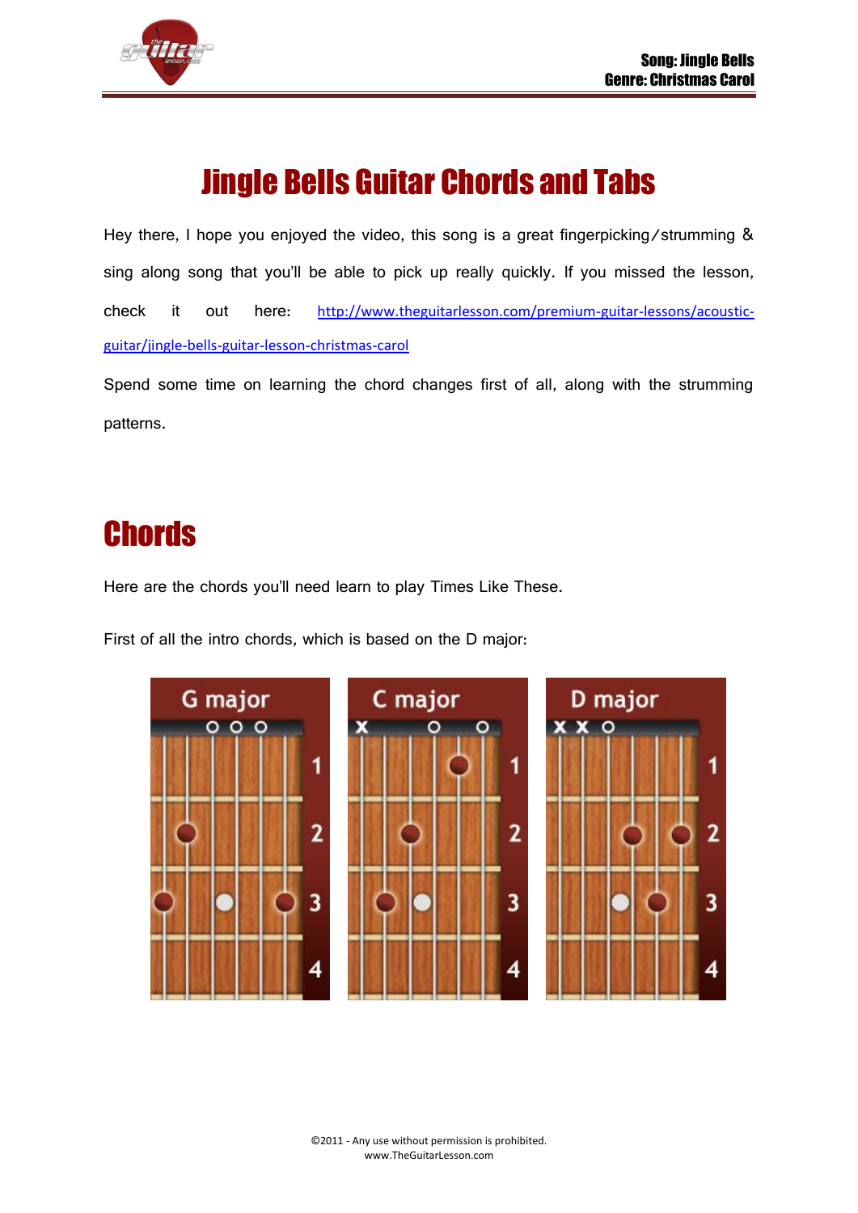# Jingle Bells Guitar Chords and Tabs

Hey there, I hope you enjoyed the video, this song is a great fingerpicking/strumming & sing along song that you'll be able to pick up really quickly. If you missed the lesson, check it out here: [http://www.theguitarlesson.com/premium-guitar-lessons/acoustic-guitar/jingle-bells-guitar-lesson-christmas-carol](http://www.theguitarlesson.com/premium-guitar-lessons/acoustic-guitar/jingle-bells-guitar-lesson-christmas-carol)

Spend some time on learning the chord changes first of all, along with the strumming patterns.

## Chords

Here are the chords you'll need learn to play Times Like These.

First of all the intro chords, which is based on the D major:

G major | C major | D major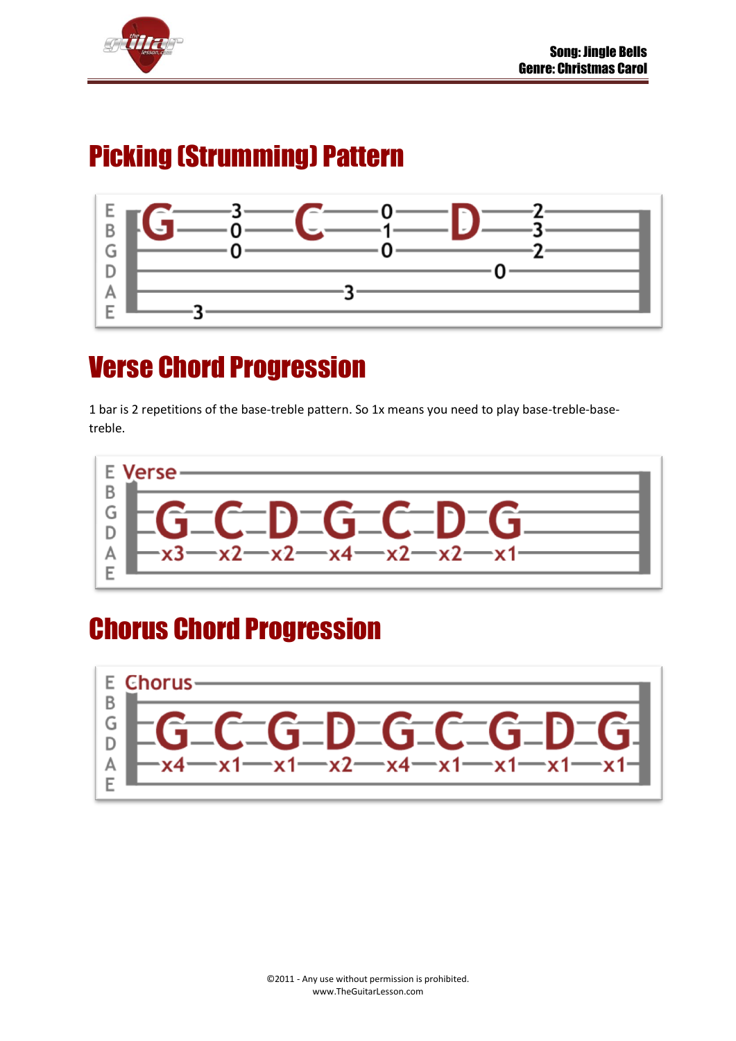# Picking (Strumming) Pattern

```
E  G ——3—— C ——0—— D ——2——
B  ————0—— ————1—— ————3——
G  ————0—— ————0—— ————2——
D  —————————————————0—————
A  —————————3—————————————
E  ——3————————————————————
```

# Verse Chord Progression

1 bar is 2 repetitions of the base-treble pattern. So 1x means you need to play base-treble-base-treble.

```
Verse
G  C  D  G  C  D  G
x3 x2 x2 x4 x2 x2 x1
```

# Chorus Chord Progression

```
Chorus
G  C  G  D  G  C  G  D  G
x4 x1 x1 x2 x4 x1 x1 x1 x1
```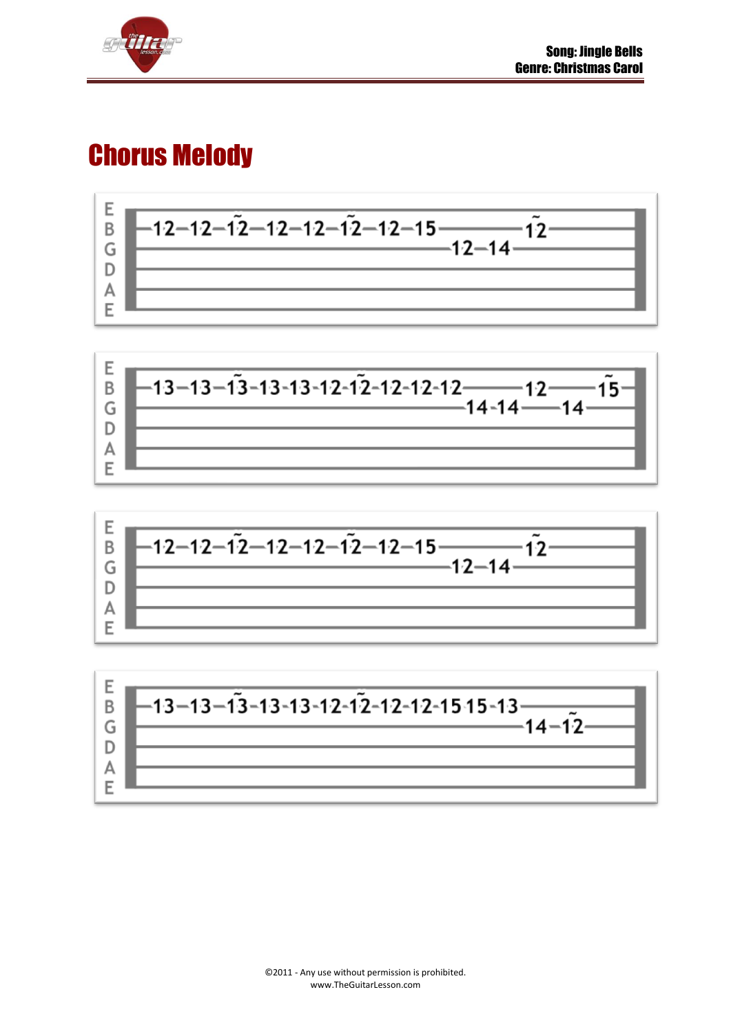# Chorus Melody

```
E|-------------------------------------------------------|
B|-12--12--1~2--12--12--1~2--12--15-----------1~2--------|
G|---------------------------------12--14----------------|
D|-------------------------------------------------------|
A|-------------------------------------------------------|
E|-------------------------------------------------------|
```

```
E|-------------------------------------------------------------------|
B|-13--13--1~3-13-13-12-1~2-12-12-12-----------12--------1~5-|
G|-----------------------------------14-14----------14--------|
D|-------------------------------------------------------------------|
A|-------------------------------------------------------------------|
E|-------------------------------------------------------------------|
```

```
E|-------------------------------------------------------|
B|-12--12--1~2--12--12--1~2--12--15-----------1~2--------|
G|---------------------------------12--14----------------|
D|-------------------------------------------------------|
A|-------------------------------------------------------|
E|-------------------------------------------------------|
```

```
E|-------------------------------------------------------------------|
B|-13--13--1~3-13-13-12-1~2-12-12-15-15-13----------------|
G|------------------------------------------14--1~2-------|
D|-------------------------------------------------------------------|
A|-------------------------------------------------------------------|
E|-------------------------------------------------------------------|
```

©2011 - Any use without permission is prohibited.
www.TheGuitarLesson.com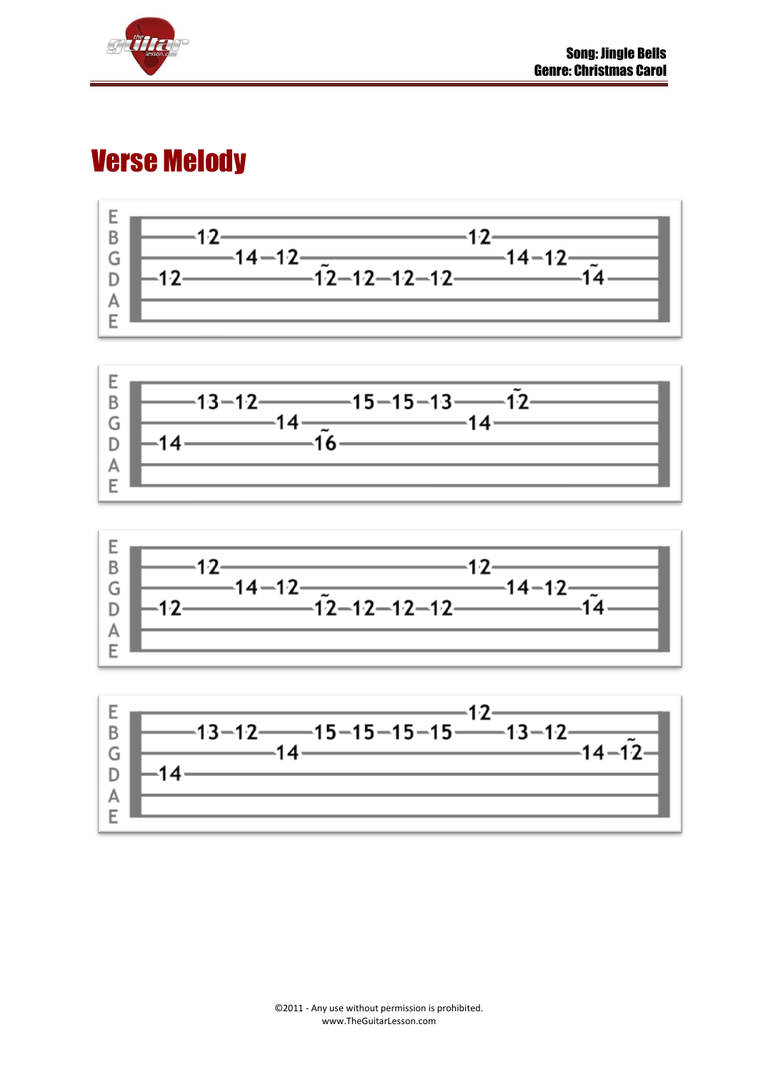# Verse Melody

```
E|----------------------------------------------------------------|
B|-------12-----------------------------------12------------------|
G|-------------14--12-------------------------------14--12--------|
D|-12---------------------~12--12--12--12-------------------~14---|
A|----------------------------------------------------------------|
E|----------------------------------------------------------------|
```

```
E|----------------------------------------------------------------|
B|-------13--12--------------15--15--13-----------~12-------------|
G|-----------------14-------------------------14------------------|
D|-14-------------------~16---------------------------------------|
A|----------------------------------------------------------------|
E|----------------------------------------------------------------|
```

```
E|----------------------------------------------------------------|
B|-------12-----------------------------------12------------------|
G|-------------14--12-------------------------------14--12--------|
D|-12---------------------~12--12--12--12-------------------~14---|
A|----------------------------------------------------------------|
E|----------------------------------------------------------------|
```

```
E|-------------------------------------------12-------------------|
B|-------13--12-------15--15--15--15------------13--12------------|
G|-----------------14-----------------------------------14--~12---|
D|-14-------------------------------------------------------------|
A|----------------------------------------------------------------|
E|----------------------------------------------------------------|
```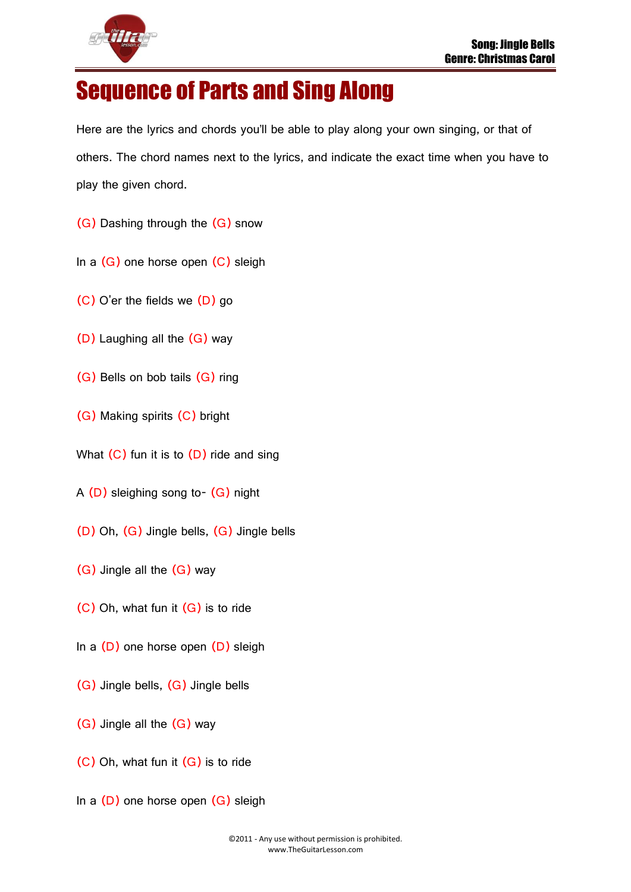# Sequence of Parts and Sing Along

Here are the lyrics and chords you'll be able to play along your own singing, or that of others. The chord names next to the lyrics, and indicate the exact time when you have to play the given chord.

(G) Dashing through the (G) snow

In a (G) one horse open (C) sleigh

(C) O'er the fields we (D) go

(D) Laughing all the (G) way

(G) Bells on bob tails (G) ring

(G) Making spirits (C) bright

What (C) fun it is to (D) ride and sing

A (D) sleighing song to- (G) night

(D) Oh, (G) Jingle bells, (G) Jingle bells

(G) Jingle all the (G) way

(C) Oh, what fun it (G) is to ride

In a (D) one horse open (D) sleigh

(G) Jingle bells, (G) Jingle bells

(G) Jingle all the (G) way

(C) Oh, what fun it (G) is to ride

In a (D) one horse open (G) sleigh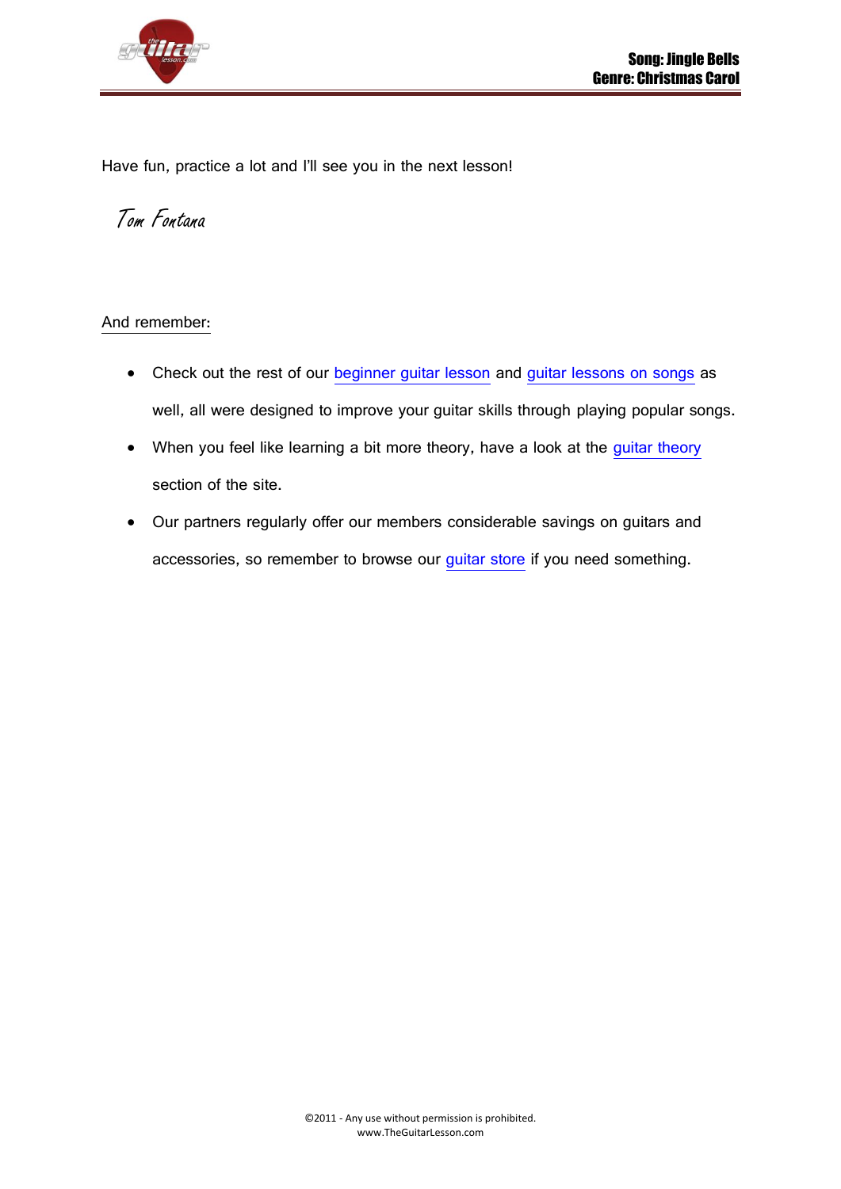Have fun, practice a lot and I'll see you in the next lesson!

*Tom Fontana*

And remember:

- Check out the rest of our beginner guitar lesson and guitar lessons on songs as well, all were designed to improve your guitar skills through playing popular songs.
- When you feel like learning a bit more theory, have a look at the guitar theory section of the site.
- Our partners regularly offer our members considerable savings on guitars and accessories, so remember to browse our guitar store if you need something.